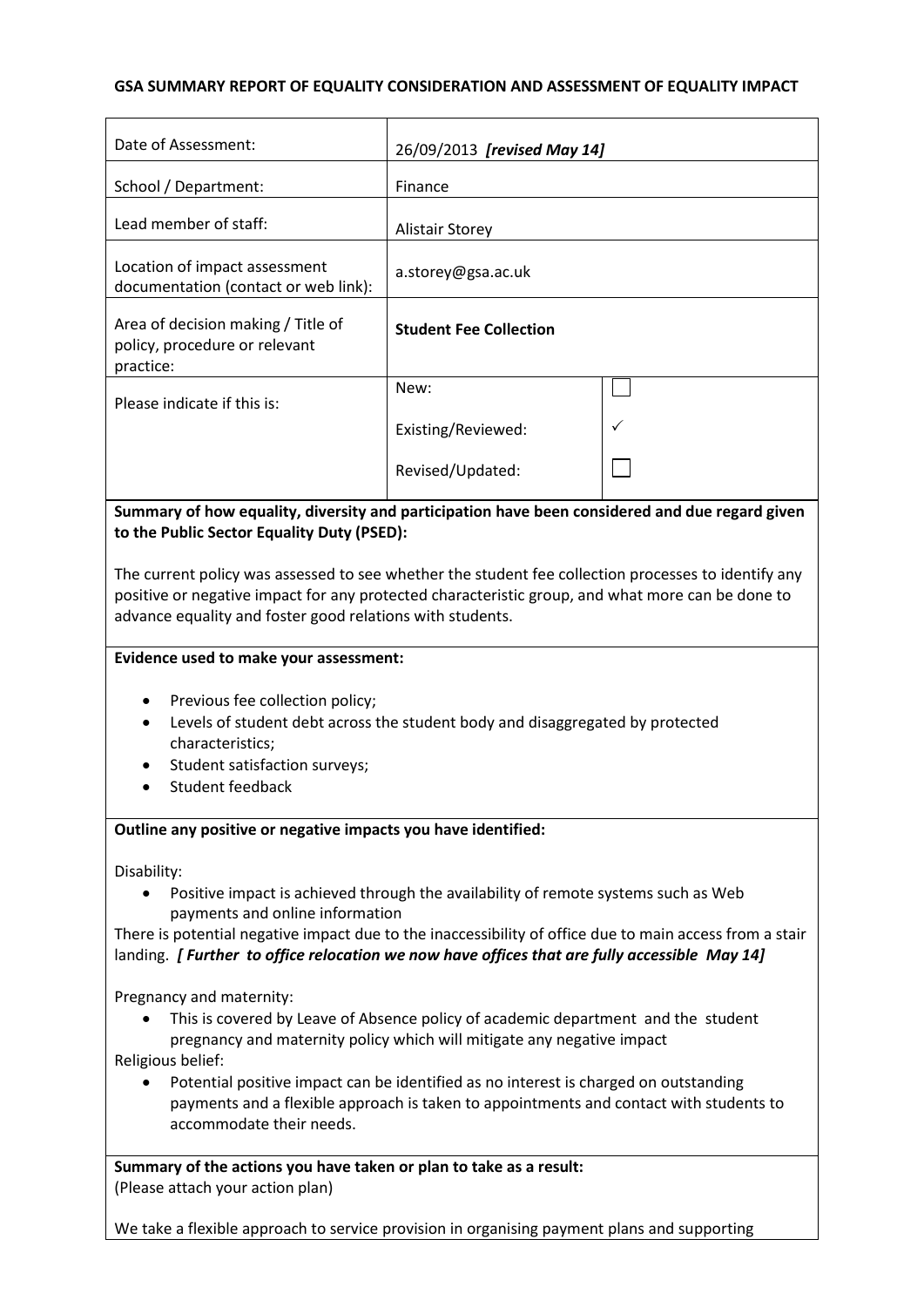**GSA SUMMARY REPORT OF EQUALITY CONSIDERATION AND ASSESSMENT OF EQUALITY IMPACT**

| | | |
|---|---|---|
| Date of Assessment: | 26/09/2013 ***[revised May 14]*** | |
| School / Department: | Finance | |
| Lead member of staff: | Alistair Storey | |
| Location of impact assessment documentation (contact or web link): | a.storey@gsa.ac.uk | |
| Area of decision making / Title of policy, procedure or relevant practice: | **Student Fee Collection** | |
| Please indicate if this is: | New: | ☐ |
| | Existing/Reviewed: | ✓ |
| | Revised/Updated: | ☐ |

**Summary of how equality, diversity and participation have been considered and due regard given to the Public Sector Equality Duty (PSED):**

The current policy was assessed to see whether the student fee collection processes to identify any positive or negative impact for any protected characteristic group, and what more can be done to advance equality and foster good relations with students.

**Evidence used to make your assessment:**

- Previous fee collection policy;
- Levels of student debt across the student body and disaggregated by protected characteristics;
- Student satisfaction surveys;
- Student feedback

**Outline any positive or negative impacts you have identified:**

Disability:

- Positive impact is achieved through the availability of remote systems such as Web payments and online information

There is potential negative impact due to the inaccessibility of office due to main access from a stair landing. ***[ Further to office relocation we now have offices that are fully accessible May 14]***

Pregnancy and maternity:

- This is covered by Leave of Absence policy of academic department and the student pregnancy and maternity policy which will mitigate any negative impact

Religious belief:

- Potential positive impact can be identified as no interest is charged on outstanding payments and a flexible approach is taken to appointments and contact with students to accommodate their needs.

**Summary of the actions you have taken or plan to take as a result:**
(Please attach your action plan)

We take a flexible approach to service provision in organising payment plans and supporting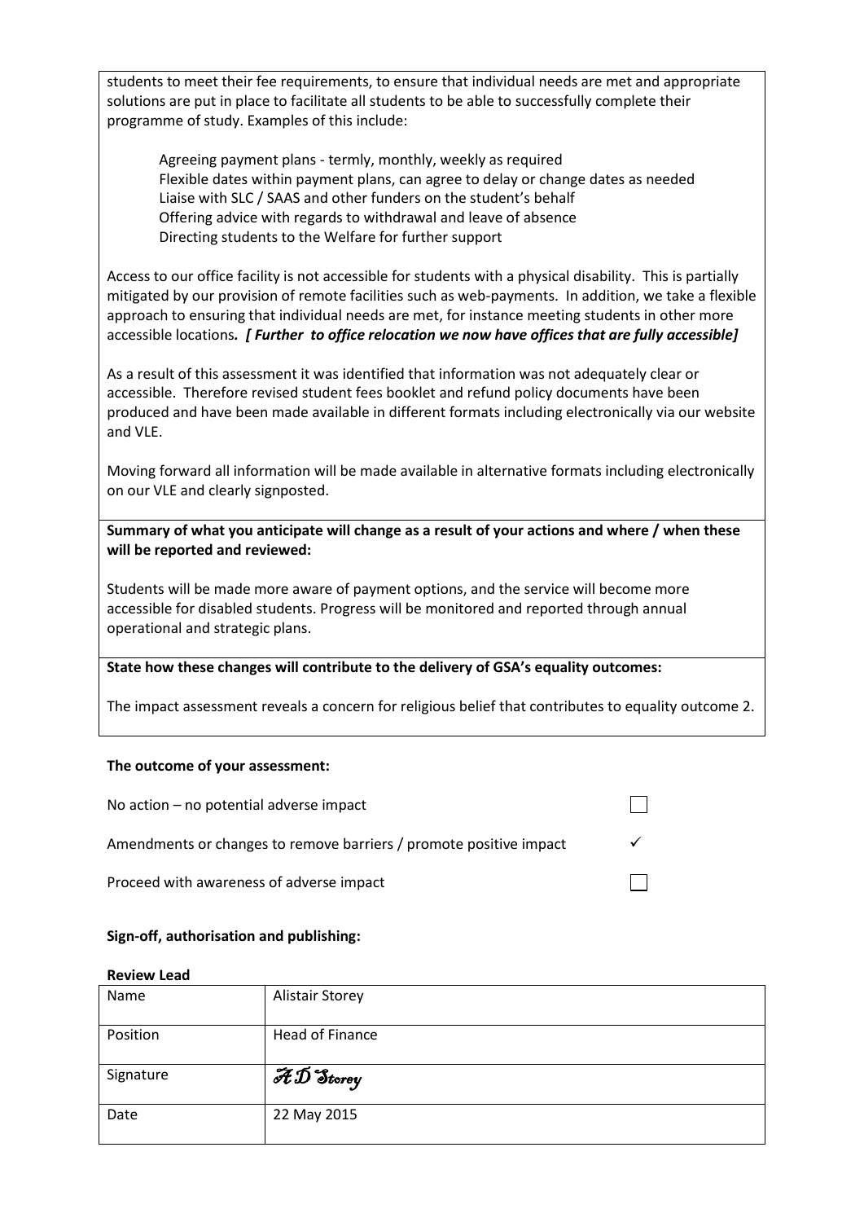students to meet their fee requirements, to ensure that individual needs are met and appropriate solutions are put in place to facilitate all students to be able to successfully complete their programme of study. Examples of this include:

- Agreeing payment plans - termly, monthly, weekly as required
- Flexible dates within payment plans, can agree to delay or change dates as needed
- Liaise with SLC / SAAS and other funders on the student's behalf
- Offering advice with regards to withdrawal and leave of absence
- Directing students to the Welfare for further support

Access to our office facility is not accessible for students with a physical disability. This is partially mitigated by our provision of remote facilities such as web-payments. In addition, we take a flexible approach to ensuring that individual needs are met, for instance meeting students in other more accessible locations***. [ Further to office relocation we now have offices that are fully accessible]***

As a result of this assessment it was identified that information was not adequately clear or accessible. Therefore revised student fees booklet and refund policy documents have been produced and have been made available in different formats including electronically via our website and VLE.

Moving forward all information will be made available in alternative formats including electronically on our VLE and clearly signposted.

**Summary of what you anticipate will change as a result of your actions and where / when these will be reported and reviewed:**

Students will be made more aware of payment options, and the service will become more accessible for disabled students. Progress will be monitored and reported through annual operational and strategic plans.

**State how these changes will contribute to the delivery of GSA's equality outcomes:**

The impact assessment reveals a concern for religious belief that contributes to equality outcome 2.

**The outcome of your assessment:**

| | |
|---|---|
| No action – no potential adverse impact | ☐ |
| Amendments or changes to remove barriers / promote positive impact | ✓ |
| Proceed with awareness of adverse impact | ☐ |

**Sign-off, authorisation and publishing:**

**Review Lead**

| | |
|---|---|
| Name | Alistair Storey |
| Position | Head of Finance |
| Signature | *A D Storey* |
| Date | 22 May 2015 |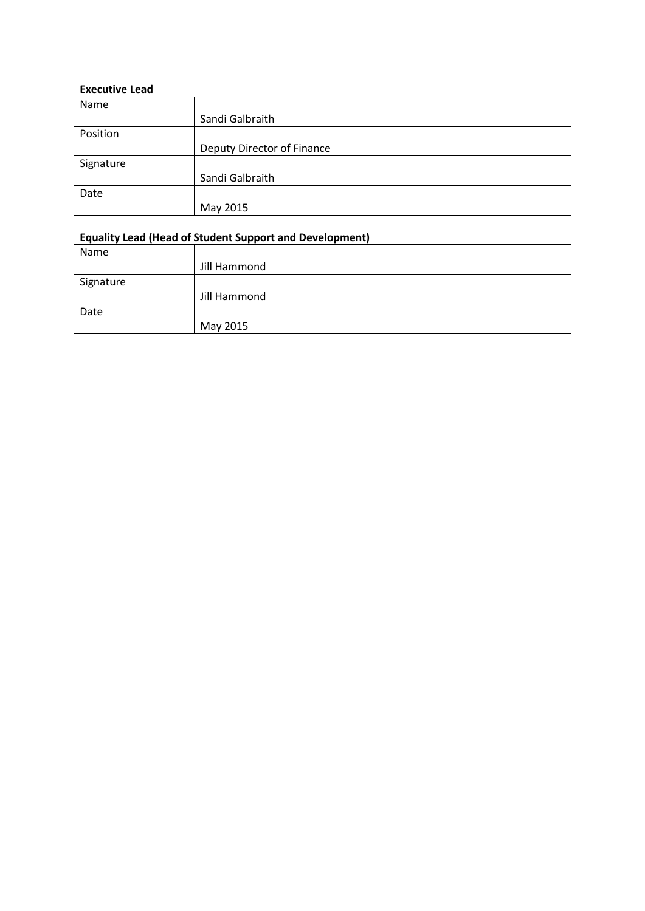**Executive Lead**

| | |
|---|---|
| Name | Sandi Galbraith |
| Position | Deputy Director of Finance |
| Signature | Sandi Galbraith |
| Date | May 2015 |

**Equality Lead (Head of Student Support and Development)**

| | |
|---|---|
| Name | Jill Hammond |
| Signature | Jill Hammond |
| Date | May 2015 |